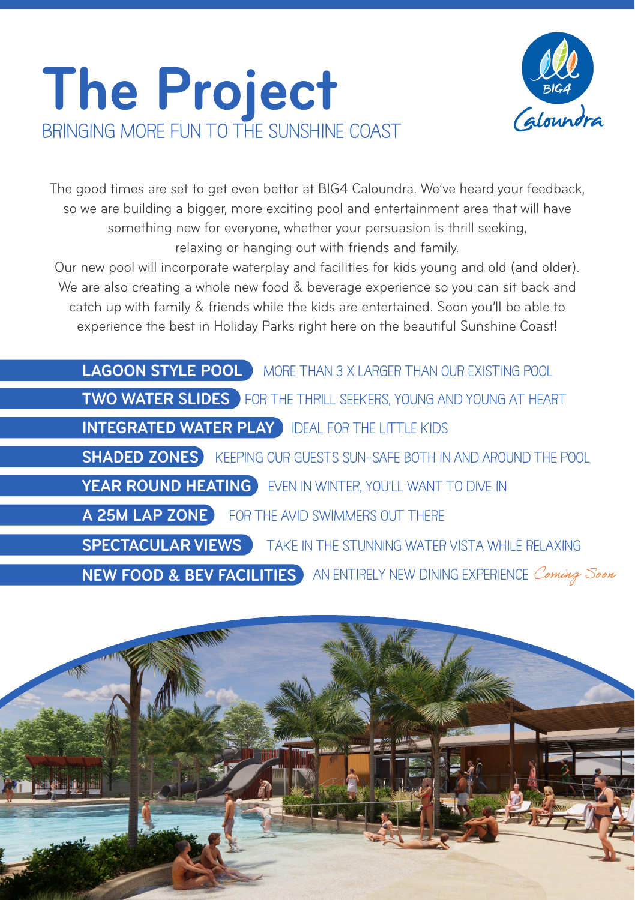# The Project

## BRINGING MORE FUN TO THE SUNSHINE COAST

BIG4 Caloundra

The good times are set to get even better at BIG4 Caloundra. We've heard your feedback, so we are building a bigger, more exciting pool and entertainment area that will have something new for everyone, whether your persuasion is thrill seeking, relaxing or hanging out with friends and family.

Our new pool will incorporate waterplay and facilities for kids young and old (and older). We are also creating a whole new food & beverage experience so you can sit back and catch up with family & friends while the kids are entertained. Soon you'll be able to experience the best in Holiday Parks right here on the beautiful Sunshine Coast!

**LAGOON STYLE POOL** MORE THAN 3 X LARGER THAN OUR EXISTING POOL

**TWO WATER SLIDES** FOR THE THRILL SEEKERS, YOUNG AND YOUNG AT HEART

**INTEGRATED WATER PLAY** IDEAL FOR THE LITTLE KIDS

**SHADED ZONES** KEEPING OUR GUESTS SUN-SAFE BOTH IN AND AROUND THE POOL

**YEAR ROUND HEATING** EVEN IN WINTER, YOU'LL WANT TO DIVE IN

**A 25M LAP ZONE** FOR THE AVID SWIMMERS OUT THERE

**SPECTACULAR VIEWS** TAKE IN THE STUNNING WATER VISTA WHILE RELAXING

**NEW FOOD & BEV FACILITIES** AN ENTIRELY NEW DINING EXPERIENCE *Coming Soon*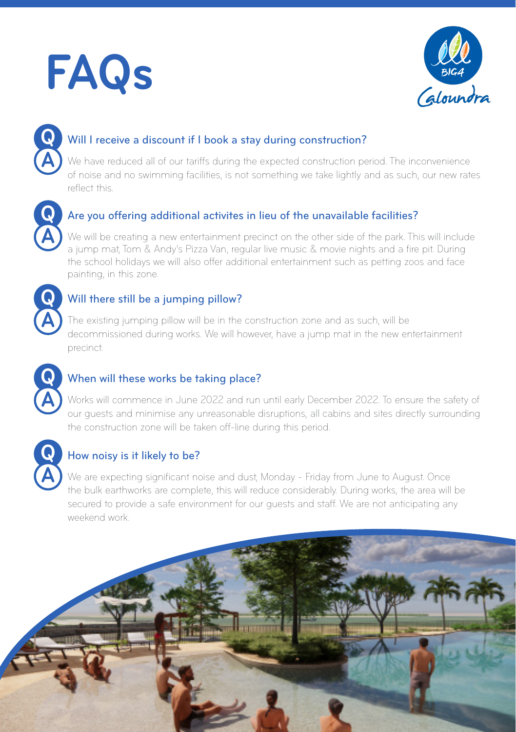# FAQs

BIG4 Caloundra

### Q: Will I receive a discount if I book a stay during construction?

A: We have reduced all of our tariffs during the expected construction period. The inconvenience of noise and no swimming facilities, is not something we take lightly and as such, our new rates reflect this.

### Q: Are you offering additional activites in lieu of the unavailable facilities?

A: We will be creating a new entertainment precinct on the other side of the park. This will include a jump mat, Tom & Andy's Pizza Van, regular live music & movie nights and a fire pit. During the school holidays we will also offer additional entertainment such as petting zoos and face painting, in this zone.

### Q: Will there still be a jumping pillow?

A: The existing jumping pillow will be in the construction zone and as such, will be decommissioned during works. We will however, have a jump mat in the new entertainment precinct.

### Q: When will these works be taking place?

A: Works will commence in June 2022 and run until early December 2022. To ensure the safety of our guests and minimise any unreasonable disruptions, all cabins and sites directly surrounding the construction zone will be taken off-line during this period.

### Q: How noisy is it likely to be?

A: We are expecting significant noise and dust, Monday - Friday from June to August. Once the bulk earthworks are complete, this will reduce considerably. During works, the area will be secured to provide a safe environment for our guests and staff. We are not anticipating any weekend work.